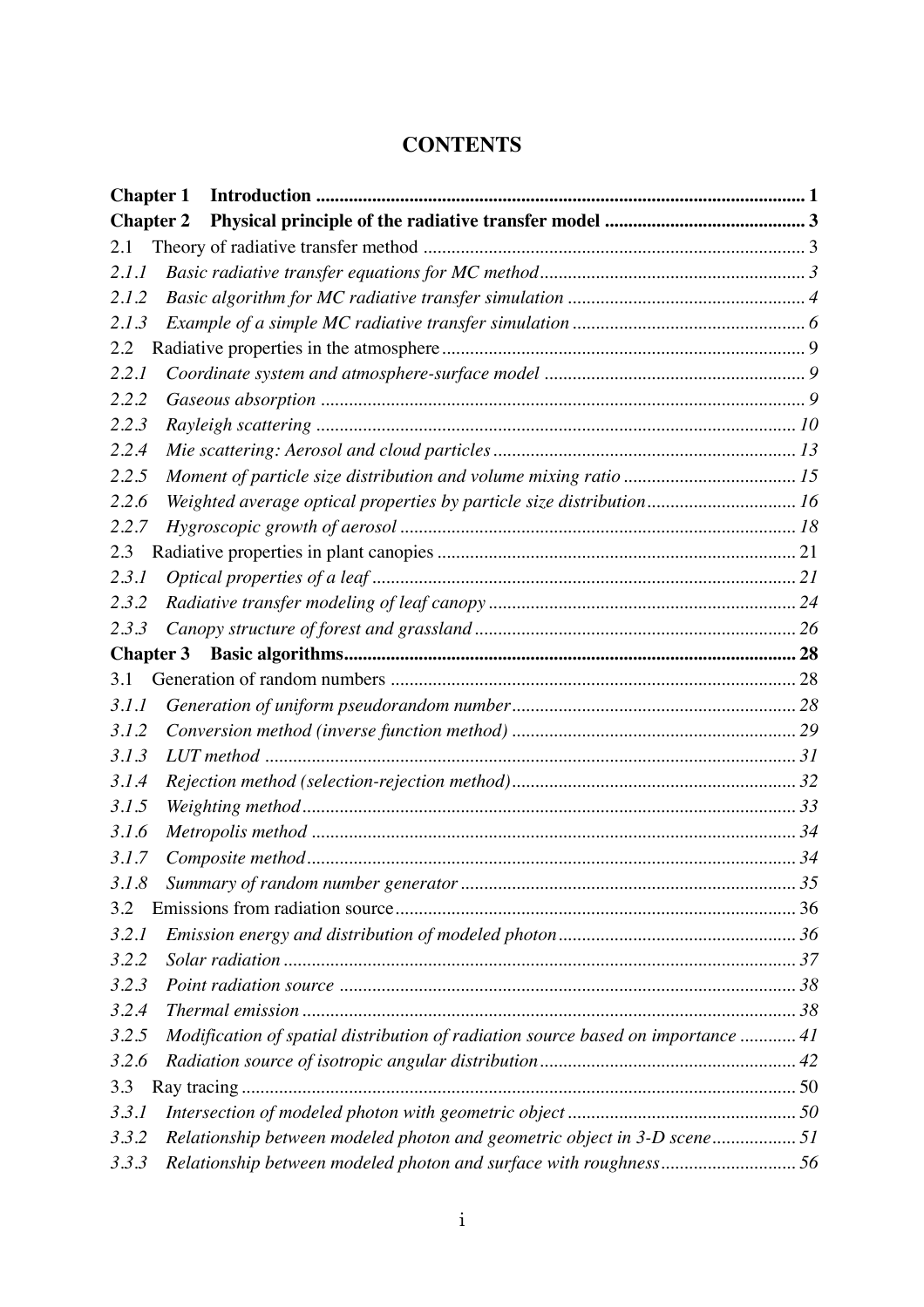# CONTENTS

**Chapter 1 Introduction** ........ **1**

**Chapter 2 Physical principle of the radiative transfer model** ........ **3**

2.1 Theory of radiative transfer method ........ 3

*2.1.1 Basic radiative transfer equations for MC method* ........ *3*

*2.1.2 Basic algorithm for MC radiative transfer simulation* ........ *4*

*2.1.3 Example of a simple MC radiative transfer simulation* ........ *6*

2.2 Radiative properties in the atmosphere ........ 9

*2.2.1 Coordinate system and atmosphere-surface model* ........ *9*

*2.2.2 Gaseous absorption* ........ *9*

*2.2.3 Rayleigh scattering* ........ *10*

*2.2.4 Mie scattering: Aerosol and cloud particles* ........ *13*

*2.2.5 Moment of particle size distribution and volume mixing ratio* ........ *15*

*2.2.6 Weighted average optical properties by particle size distribution* ........ *16*

*2.2.7 Hygroscopic growth of aerosol* ........ *18*

2.3 Radiative properties in plant canopies ........ 21

*2.3.1 Optical properties of a leaf* ........ *21*

*2.3.2 Radiative transfer modeling of leaf canopy* ........ *24*

*2.3.3 Canopy structure of forest and grassland* ........ *26*

**Chapter 3 Basic algorithms** ........ **28**

3.1 Generation of random numbers ........ 28

*3.1.1 Generation of uniform pseudorandom number* ........ *28*

*3.1.2 Conversion method (inverse function method)* ........ *29*

*3.1.3 LUT method* ........ *31*

*3.1.4 Rejection method (selection-rejection method)* ........ *32*

*3.1.5 Weighting method* ........ *33*

*3.1.6 Metropolis method* ........ *34*

*3.1.7 Composite method* ........ *34*

*3.1.8 Summary of random number generator* ........ *35*

3.2 Emissions from radiation source ........ 36

*3.2.1 Emission energy and distribution of modeled photon* ........ *36*

*3.2.2 Solar radiation* ........ *37*

*3.2.3 Point radiation source* ........ *38*

*3.2.4 Thermal emission* ........ *38*

*3.2.5 Modification of spatial distribution of radiation source based on importance* ........ *41*

*3.2.6 Radiation source of isotropic angular distribution* ........ *42*

3.3 Ray tracing ........ 50

*3.3.1 Intersection of modeled photon with geometric object* ........ *50*

*3.3.2 Relationship between modeled photon and geometric object in 3-D scene* ........ *51*

*3.3.3 Relationship between modeled photon and surface with roughness* ........ *56*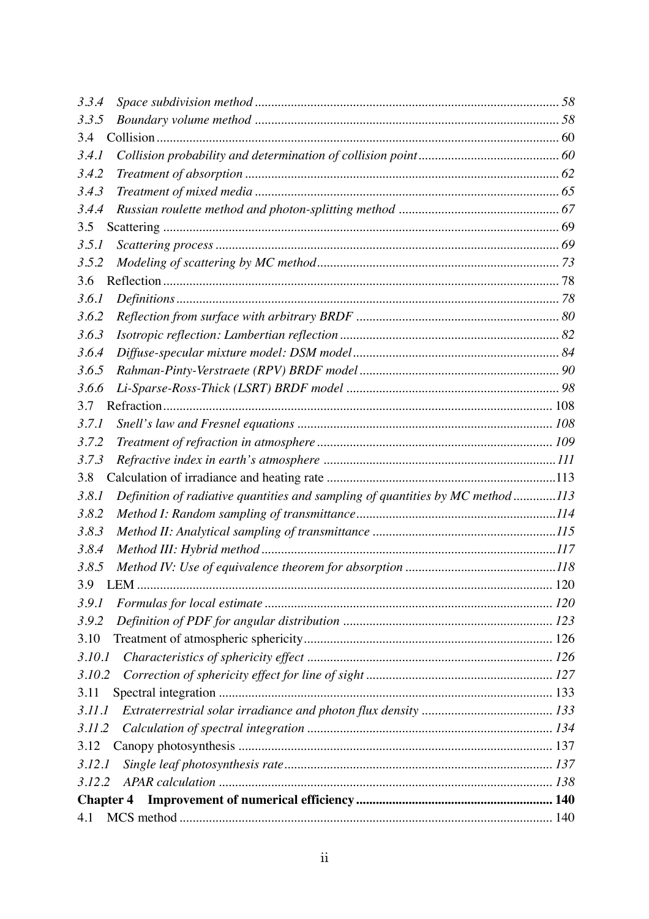3.3.4 *Space subdivision method* ........................................................................................ 58

3.3.5 *Boundary volume method* ....................................................................................... 58

3.4 Collision ...................................................................................................................... 60

3.4.1 *Collision probability and determination of collision point* ......................................... 60

3.4.2 *Treatment of absorption* ............................................................................................ 62

3.4.3 *Treatment of mixed media* ........................................................................................ 65

3.4.4 *Russian roulette method and photon-splitting method* ............................................... 67

3.5 Scattering .................................................................................................................... 69

3.5.1 *Scattering process* ..................................................................................................... 69

3.5.2 *Modeling of scattering by MC method* ...................................................................... 73

3.6 Reflection .................................................................................................................... 78

3.6.1 *Definitions* ................................................................................................................. 78

3.6.2 *Reflection from surface with arbitrary BRDF* ........................................................... 80

3.6.3 *Isotropic reflection: Lambertian reflection* ................................................................ 82

3.6.4 *Diffuse-specular mixture model: DSM model* ........................................................... 84

3.6.5 *Rahman-Pinty-Verstraete (RPV) BRDF model* ......................................................... 90

3.6.6 *Li-Sparse-Ross-Thick (LSRT) BRDF model* ............................................................. 98

3.7 Refraction .................................................................................................................. 108

3.7.1 *Snell's law and Fresnel equations* ........................................................................... 108

3.7.2 *Treatment of refraction in atmosphere* ..................................................................... 109

3.7.3 *Refractive index in earth's atmosphere* .................................................................... 111

3.8 Calculation of irradiance and heating rate .................................................................. 113

3.8.1 *Definition of radiative quantities and sampling of quantities by MC method* ........... 113

3.8.2 *Method I: Random sampling of transmittance* .......................................................... 114

3.8.3 *Method II: Analytical sampling of transmittance* ...................................................... 115

3.8.4 *Method III: Hybrid method* ...................................................................................... 117

3.8.5 *Method IV: Use of equivalence theorem for absorption* ........................................... 118

3.9 LEM .......................................................................................................................... 120

3.9.1 *Formulas for local estimate* ..................................................................................... 120

3.9.2 *Definition of PDF for angular distribution* ............................................................... 123

3.10 Treatment of atmospheric sphericity ......................................................................... 126

3.10.1 *Characteristics of sphericity effect* ......................................................................... 126

3.10.2 *Correction of sphericity effect for line of sight* ....................................................... 127

3.11 Spectral integration .................................................................................................. 133

3.11.1 *Extraterrestrial solar irradiance and photon flux density* ........................................ 133

3.11.2 *Calculation of spectral integration* ........................................................................ 134

3.12 Canopy photosynthesis ............................................................................................. 137

3.12.1 *Single leaf photosynthesis rate* ............................................................................... 137

3.12.2 *APAR calculation* .................................................................................................. 138

**Chapter 4 Improvement of numerical efficiency** ........................................................... **140**

4.1 MCS method ............................................................................................................... 140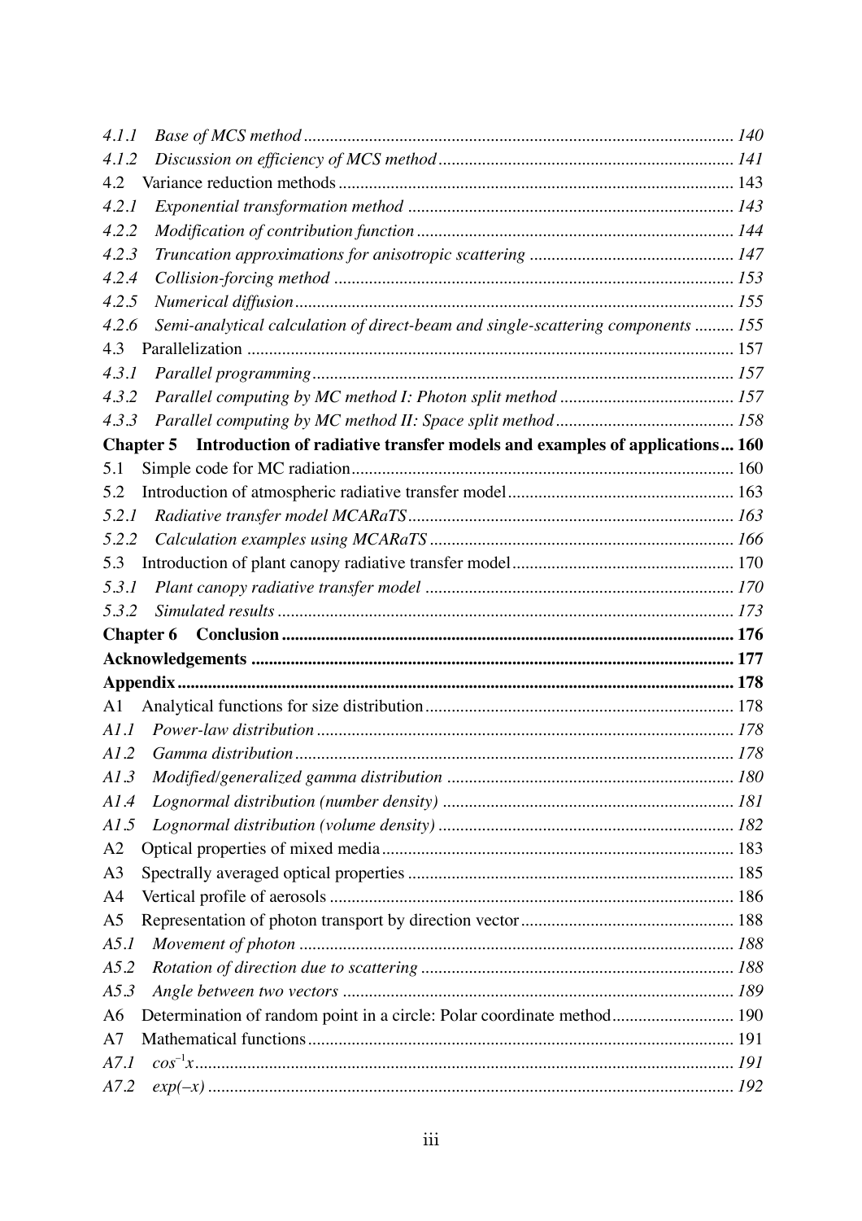*4.1.1 Base of MCS method* ........ *140*

*4.1.2 Discussion on efficiency of MCS method* ........ *141*

4.2 Variance reduction methods ........ 143

*4.2.1 Exponential transformation method* ........ *143*

*4.2.2 Modification of contribution function* ........ *144*

*4.2.3 Truncation approximations for anisotropic scattering* ........ *147*

*4.2.4 Collision-forcing method* ........ *153*

*4.2.5 Numerical diffusion* ........ *155*

*4.2.6 Semi-analytical calculation of direct-beam and single-scattering components* ........ *155*

4.3 Parallelization ........ 157

*4.3.1 Parallel programming* ........ *157*

*4.3.2 Parallel computing by MC method I: Photon split method* ........ *157*

*4.3.3 Parallel computing by MC method II: Space split method* ........ *158*

**Chapter 5 Introduction of radiative transfer models and examples of applications ... 160**

5.1 Simple code for MC radiation ........ 160

5.2 Introduction of atmospheric radiative transfer model ........ 163

*5.2.1 Radiative transfer model MCARaTS* ........ *163*

*5.2.2 Calculation examples using MCARaTS* ........ *166*

5.3 Introduction of plant canopy radiative transfer model ........ 170

*5.3.1 Plant canopy radiative transfer model* ........ *170*

*5.3.2 Simulated results* ........ *173*

**Chapter 6 Conclusion ........ 176**

**Acknowledgements ........ 177**

**Appendix ........ 178**

A1 Analytical functions for size distribution ........ 178

*A1.1 Power-law distribution* ........ *178*

*A1.2 Gamma distribution* ........ *178*

*A1.3 Modified/generalized gamma distribution* ........ *180*

*A1.4 Lognormal distribution (number density)* ........ *181*

*A1.5 Lognormal distribution (volume density)* ........ *182*

A2 Optical properties of mixed media ........ 183

A3 Spectrally averaged optical properties ........ 185

A4 Vertical profile of aerosols ........ 186

A5 Representation of photon transport by direction vector ........ 188

*A5.1 Movement of photon* ........ *188*

*A5.2 Rotation of direction due to scattering* ........ *188*

*A5.3 Angle between two vectors* ........ *189*

A6 Determination of random point in a circle: Polar coordinate method ........ 190

A7 Mathematical functions ........ 191

*A7.1* $cos^{-1}x$ ........ *191*

*A7.2* $exp(-x)$ ........ *192*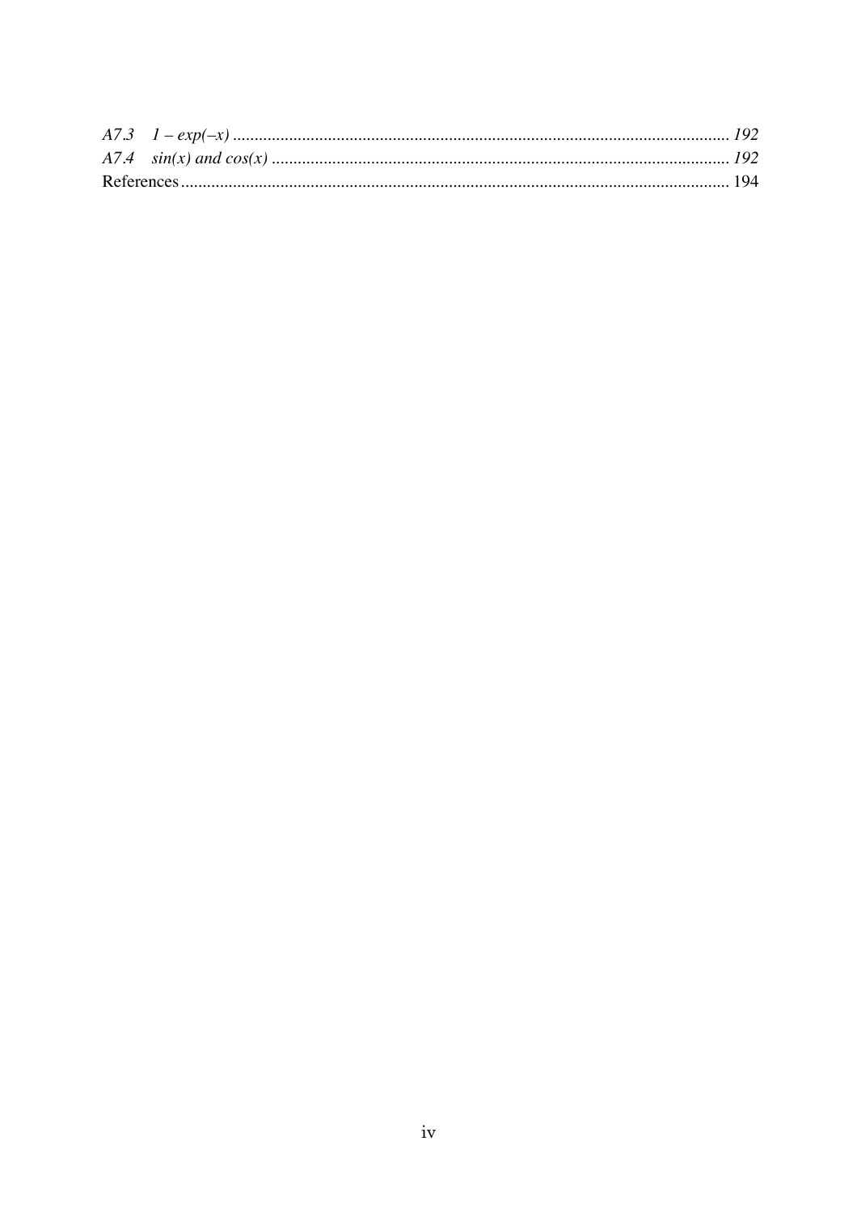*A7.3 1 – exp(–x)* ........................................................................ *192*

*A7.4 sin(x) and cos(x)* ................................................................... *192*

References ................................................................................ 194